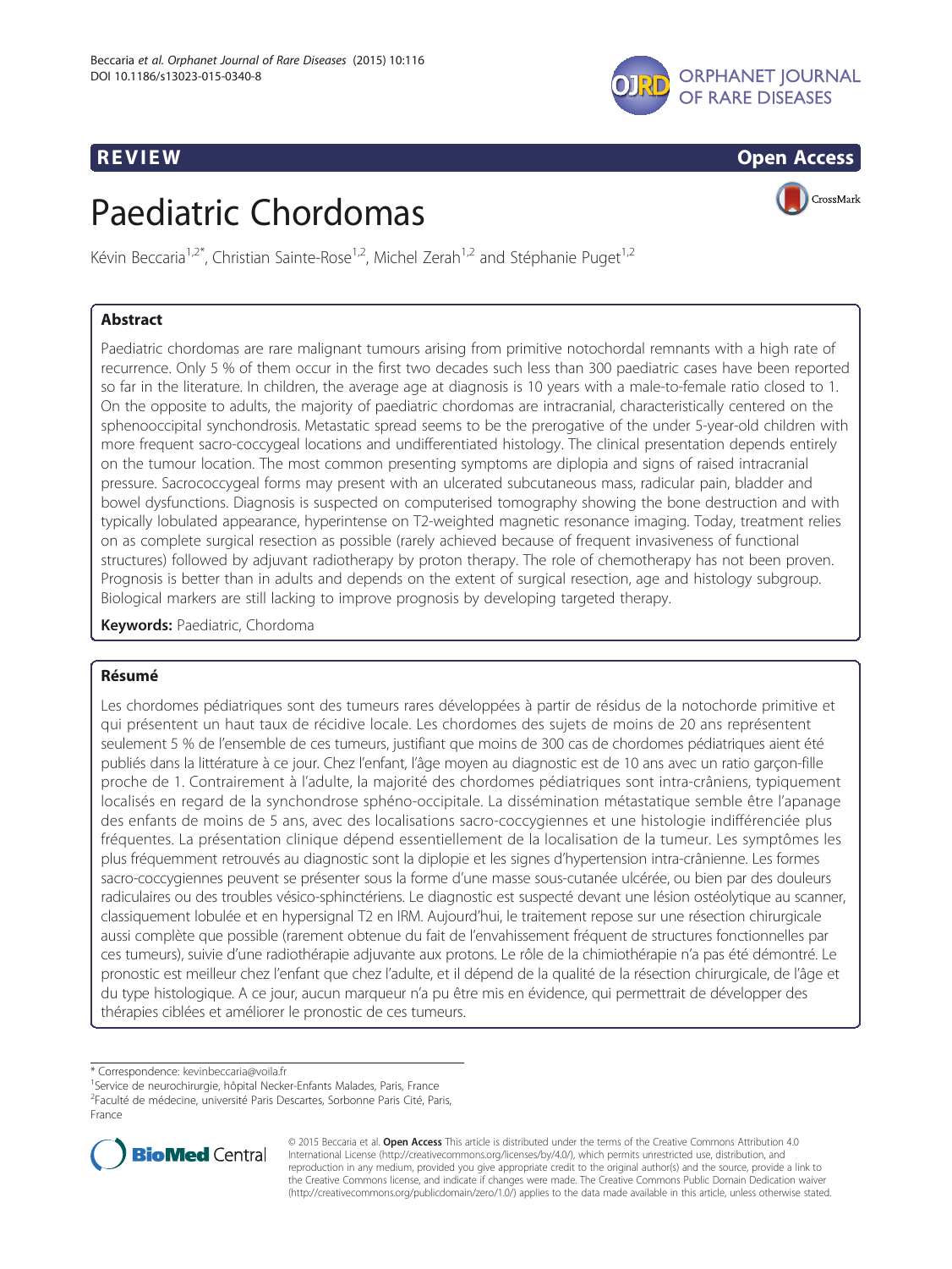REVIEW Open Access

# Paediatric Chordomas

Kévin Beccaria[1,2*], Christian Sainte-Rose[1,2], Michel Zerah[1,2] and Stéphanie Puget[1,2]

## Abstract

Paediatric chordomas are rare malignant tumours arising from primitive notochordal remnants with a high rate of recurrence. Only 5 % of them occur in the first two decades such less than 300 paediatric cases have been reported so far in the literature. In children, the average age at diagnosis is 10 years with a male-to-female ratio closed to 1. On the opposite to adults, the majority of paediatric chordomas are intracranial, characteristically centered on the sphenooccipital synchondrosis. Metastatic spread seems to be the prerogative of the under 5-year-old children with more frequent sacro-coccygeal locations and undifferentiated histology. The clinical presentation depends entirely on the tumour location. The most common presenting symptoms are diplopia and signs of raised intracranial pressure. Sacrococcygeal forms may present with an ulcerated subcutaneous mass, radicular pain, bladder and bowel dysfunctions. Diagnosis is suspected on computerised tomography showing the bone destruction and with typically lobulated appearance, hyperintense on T2-weighted magnetic resonance imaging. Today, treatment relies on as complete surgical resection as possible (rarely achieved because of frequent invasiveness of functional structures) followed by adjuvant radiotherapy by proton therapy. The role of chemotherapy has not been proven. Prognosis is better than in adults and depends on the extent of surgical resection, age and histology subgroup. Biological markers are still lacking to improve prognosis by developing targeted therapy.

**Keywords:** Paediatric, Chordoma

## Résumé

Les chordomes pédiatriques sont des tumeurs rares développées à partir de résidus de la notochorde primitive et qui présentent un haut taux de récidive locale. Les chordomes des sujets de moins de 20 ans représentent seulement 5 % de l'ensemble de ces tumeurs, justifiant que moins de 300 cas de chordomes pédiatriques aient été publiés dans la littérature à ce jour. Chez l'enfant, l'âge moyen au diagnostic est de 10 ans avec un ratio garçon-fille proche de 1. Contrairement à l'adulte, la majorité des chordomes pédiatriques sont intra-crâniens, typiquement localisés en regard de la synchondrose sphéno-occipitale. La dissémination métastatique semble être l'apanage des enfants de moins de 5 ans, avec des localisations sacro-coccygiennes et une histologie indifférenciée plus fréquentes. La présentation clinique dépend essentiellement de la localisation de la tumeur. Les symptômes les plus fréquemment retrouvés au diagnostic sont la diplopie et les signes d'hypertension intra-crânienne. Les formes sacro-coccygiennes peuvent se présenter sous la forme d'une masse sous-cutanée ulcérée, ou bien par des douleurs radiculaires ou des troubles vésico-sphinctériens. Le diagnostic est suspecté devant une lésion ostéolytique au scanner, classiquement lobulée et en hypersignal T2 en IRM. Aujourd'hui, le traitement repose sur une résection chirurgicale aussi complète que possible (rarement obtenue du fait de l'envahissement fréquent de structures fonctionnelles par ces tumeurs), suivie d'une radiothérapie adjuvante aux protons. Le rôle de la chimiothérapie n'a pas été démontré. Le pronostic est meilleur chez l'enfant que chez l'adulte, et il dépend de la qualité de la résection chirurgicale, de l'âge et du type histologique. A ce jour, aucun marqueur n'a pu être mis en évidence, qui permettrait de développer des thérapies ciblées et améliorer le pronostic de ces tumeurs.

\* Correspondence: kevinbeccaria@voila.fr
[1]Service de neurochirurgie, hôpital Necker-Enfants Malades, Paris, France
[2]Faculté de médecine, université Paris Descartes, Sorbonne Paris Cité, Paris, France

© 2015 Beccaria et al. **Open Access** This article is distributed under the terms of the Creative Commons Attribution 4.0 International License (http://creativecommons.org/licenses/by/4.0/), which permits unrestricted use, distribution, and reproduction in any medium, provided you give appropriate credit to the original author(s) and the source, provide a link to the Creative Commons license, and indicate if changes were made. The Creative Commons Public Domain Dedication waiver (http://creativecommons.org/publicdomain/zero/1.0/) applies to the data made available in this article, unless otherwise stated.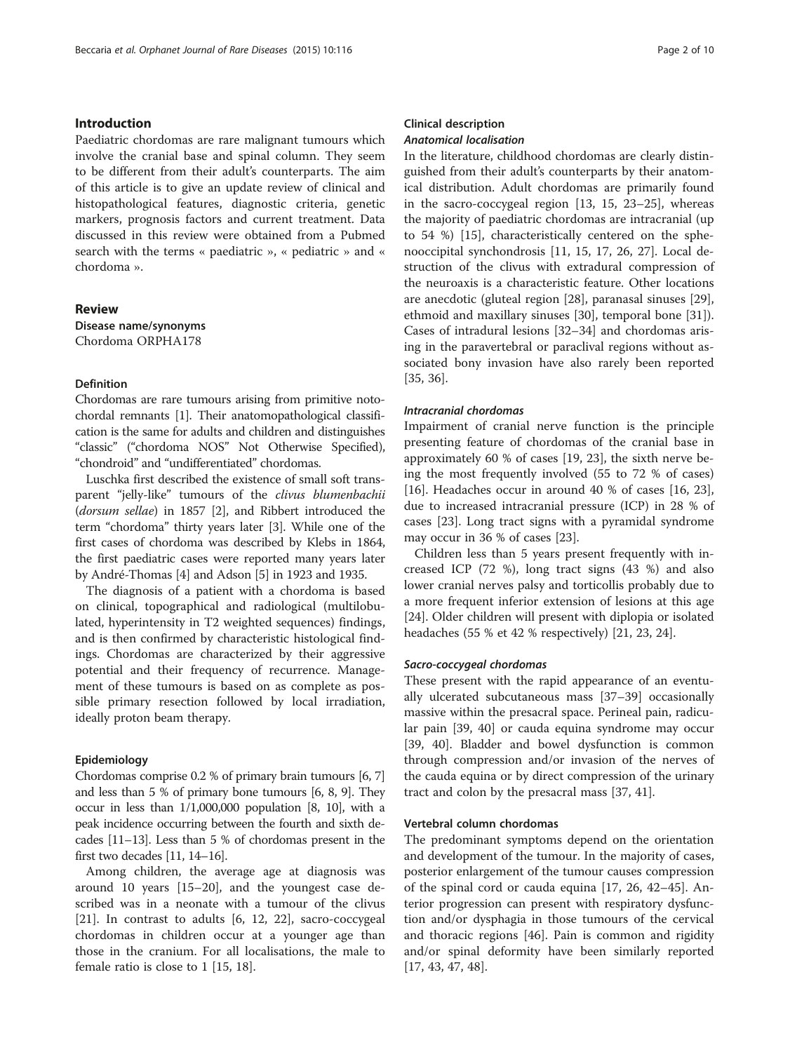## Introduction

Paediatric chordomas are rare malignant tumours which involve the cranial base and spinal column. They seem to be different from their adult's counterparts. The aim of this article is to give an update review of clinical and histopathological features, diagnostic criteria, genetic markers, prognosis factors and current treatment. Data discussed in this review were obtained from a Pubmed search with the terms « paediatric », « pediatric » and « chordoma ».

## Review

### Disease name/synonyms

Chordoma ORPHA178

#### Definition

Chordomas are rare tumours arising from primitive notochordal remnants [1]. Their anatomopathological classification is the same for adults and children and distinguishes "classic" ("chordoma NOS" Not Otherwise Specified), "chondroid" and "undifferentiated" chordomas.

Luschka first described the existence of small soft transparent "jelly-like" tumours of the *clivus blumenbachii* (*dorsum sellae*) in 1857 [2], and Ribbert introduced the term "chordoma" thirty years later [3]. While one of the first cases of chordoma was described by Klebs in 1864, the first paediatric cases were reported many years later by André-Thomas [4] and Adson [5] in 1923 and 1935.

The diagnosis of a patient with a chordoma is based on clinical, topographical and radiological (multilobulated, hyperintensity in T2 weighted sequences) findings, and is then confirmed by characteristic histological findings. Chordomas are characterized by their aggressive potential and their frequency of recurrence. Management of these tumours is based on as complete as possible primary resection followed by local irradiation, ideally proton beam therapy.

#### Epidemiology

Chordomas comprise 0.2 % of primary brain tumours [6, 7] and less than 5 % of primary bone tumours [6, 8, 9]. They occur in less than 1/1,000,000 population [8, 10], with a peak incidence occurring between the fourth and sixth decades [11–13]. Less than 5 % of chordomas present in the first two decades [11, 14–16].

Among children, the average age at diagnosis was around 10 years [15–20], and the youngest case described was in a neonate with a tumour of the clivus [21]. In contrast to adults [6, 12, 22], sacro-coccygeal chordomas in children occur at a younger age than those in the cranium. For all localisations, the male to female ratio is close to 1 [15, 18].

#### Clinical description

##### *Anatomical localisation*

In the literature, childhood chordomas are clearly distinguished from their adult's counterparts by their anatomical distribution. Adult chordomas are primarily found in the sacro-coccygeal region [13, 15, 23–25], whereas the majority of paediatric chordomas are intracranial (up to 54 %) [15], characteristically centered on the sphenooccipital synchondrosis [11, 15, 17, 26, 27]. Local destruction of the clivus with extradural compression of the neuroaxis is a characteristic feature. Other locations are anecdotic (gluteal region [28], paranasal sinuses [29], ethmoid and maxillary sinuses [30], temporal bone [31]). Cases of intradural lesions [32–34] and chordomas arising in the paravertebral or paraclival regions without associated bony invasion have also rarely been reported [35, 36].

##### *Intracranial chordomas*

Impairment of cranial nerve function is the principle presenting feature of chordomas of the cranial base in approximately 60 % of cases [19, 23], the sixth nerve being the most frequently involved (55 to 72 % of cases) [16]. Headaches occur in around 40 % of cases [16, 23], due to increased intracranial pressure (ICP) in 28 % of cases [23]. Long tract signs with a pyramidal syndrome may occur in 36 % of cases [23].

Children less than 5 years present frequently with increased ICP (72 %), long tract signs (43 %) and also lower cranial nerves palsy and torticollis probably due to a more frequent inferior extension of lesions at this age [24]. Older children will present with diplopia or isolated headaches (55 % et 42 % respectively) [21, 23, 24].

##### *Sacro-coccygeal chordomas*

These present with the rapid appearance of an eventually ulcerated subcutaneous mass [37–39] occasionally massive within the presacral space. Perineal pain, radicular pain [39, 40] or cauda equina syndrome may occur [39, 40]. Bladder and bowel dysfunction is common through compression and/or invasion of the nerves of the cauda equina or by direct compression of the urinary tract and colon by the presacral mass [37, 41].

#### Vertebral column chordomas

The predominant symptoms depend on the orientation and development of the tumour. In the majority of cases, posterior enlargement of the tumour causes compression of the spinal cord or cauda equina [17, 26, 42–45]. Anterior progression can present with respiratory dysfunction and/or dysphagia in those tumours of the cervical and thoracic regions [46]. Pain is common and rigidity and/or spinal deformity have been similarly reported [17, 43, 47, 48].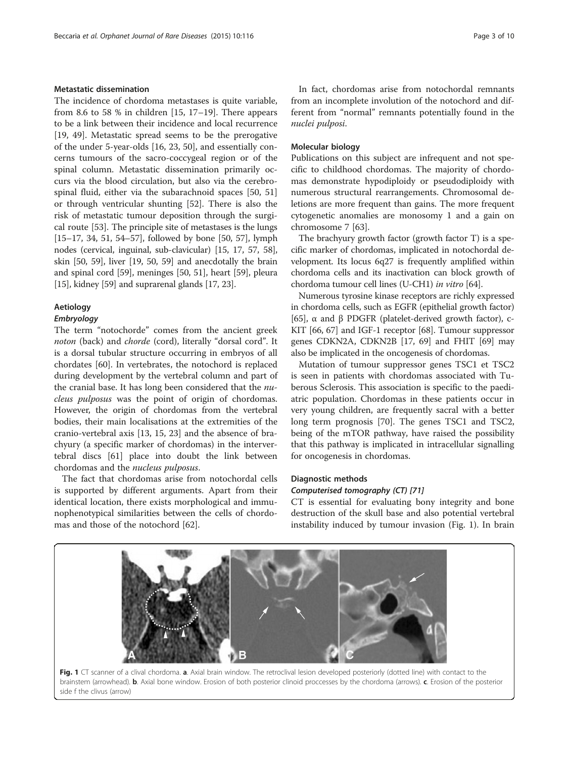### Metastatic dissemination

The incidence of chordoma metastases is quite variable, from 8.6 to 58 % in children [15, 17–19]. There appears to be a link between their incidence and local recurrence [19, 49]. Metastatic spread seems to be the prerogative of the under 5-year-olds [16, 23, 50], and essentially concerns tumours of the sacro-coccygeal region or of the spinal column. Metastatic dissemination primarily occurs via the blood circulation, but also via the cerebrospinal fluid, either via the subarachnoid spaces [50, 51] or through ventricular shunting [52]. There is also the risk of metastatic tumour deposition through the surgical route [53]. The principle site of metastases is the lungs [15–17, 34, 51, 54–57], followed by bone [50, 57], lymph nodes (cervical, inguinal, sub-clavicular) [15, 17, 57, 58], skin [50, 59], liver [19, 50, 59] and anecdotally the brain and spinal cord [59], meninges [50, 51], heart [59], pleura [15], kidney [59] and suprarenal glands [17, 23].

### Aetiology

#### *Embryology*

The term "notochorde" comes from the ancient greek *noton* (back) and *chorde* (cord), literally "dorsal cord". It is a dorsal tubular structure occurring in embryos of all chordates [60]. In vertebrates, the notochord is replaced during development by the vertebral column and part of the cranial base. It has long been considered that the *nucleus pulposus* was the point of origin of chordomas. However, the origin of chordomas from the vertebral bodies, their main localisations at the extremities of the cranio-vertebral axis [13, 15, 23] and the absence of brachyury (a specific marker of chordomas) in the intervertebral discs [61] place into doubt the link between chordomas and the *nucleus pulposus*.

The fact that chordomas arise from notochordal cells is supported by different arguments. Apart from their identical location, there exists morphological and immunophenotypical similarities between the cells of chordomas and those of the notochord [62].

In fact, chordomas arise from notochordal remnants from an incomplete involution of the notochord and different from "normal" remnants potentially found in the *nuclei pulposi*.

### Molecular biology

Publications on this subject are infrequent and not specific to childhood chordomas. The majority of chordomas demonstrate hypodiploidy or pseudodiploidy with numerous structural rearrangements. Chromosomal deletions are more frequent than gains. The more frequent cytogenetic anomalies are monosomy 1 and a gain on chromosome 7 [63].

The brachyury growth factor (growth factor T) is a specific marker of chordomas, implicated in notochordal development. Its locus 6q27 is frequently amplified within chordoma cells and its inactivation can block growth of chordoma tumour cell lines (U-CH1) *in vitro* [64].

Numerous tyrosine kinase receptors are richly expressed in chordoma cells, such as EGFR (epithelial growth factor) [65], α and β PDGFR (platelet-derived growth factor), c-KIT [66, 67] and IGF-1 receptor [68]. Tumour suppressor genes CDKN2A, CDKN2B [17, 69] and FHIT [69] may also be implicated in the oncogenesis of chordomas.

Mutation of tumour suppressor genes TSC1 et TSC2 is seen in patients with chordomas associated with Tuberous Sclerosis. This association is specific to the paediatric population. Chordomas in these patients occur in very young children, are frequently sacral with a better long term prognosis [70]. The genes TSC1 and TSC2, being of the mTOR pathway, have raised the possibility that this pathway is implicated in intracellular signalling for oncogenesis in chordomas.

### Diagnostic methods

#### *Computerised tomography (CT) [71]*

CT is essential for evaluating bony integrity and bone destruction of the skull base and also potential vertebral instability induced by tumour invasion (Fig. 1). In brain

**Fig. 1** CT scanner of a clival chordoma. **a**. Axial brain window. The retroclival lesion developed posteriorly (dotted line) with contact to the brainstem (arrowhead). **b**. Axial bone window. Erosion of both posterior clinoid proccesses by the chordoma (arrows). **c**. Erosion of the posterior side f the clivus (arrow)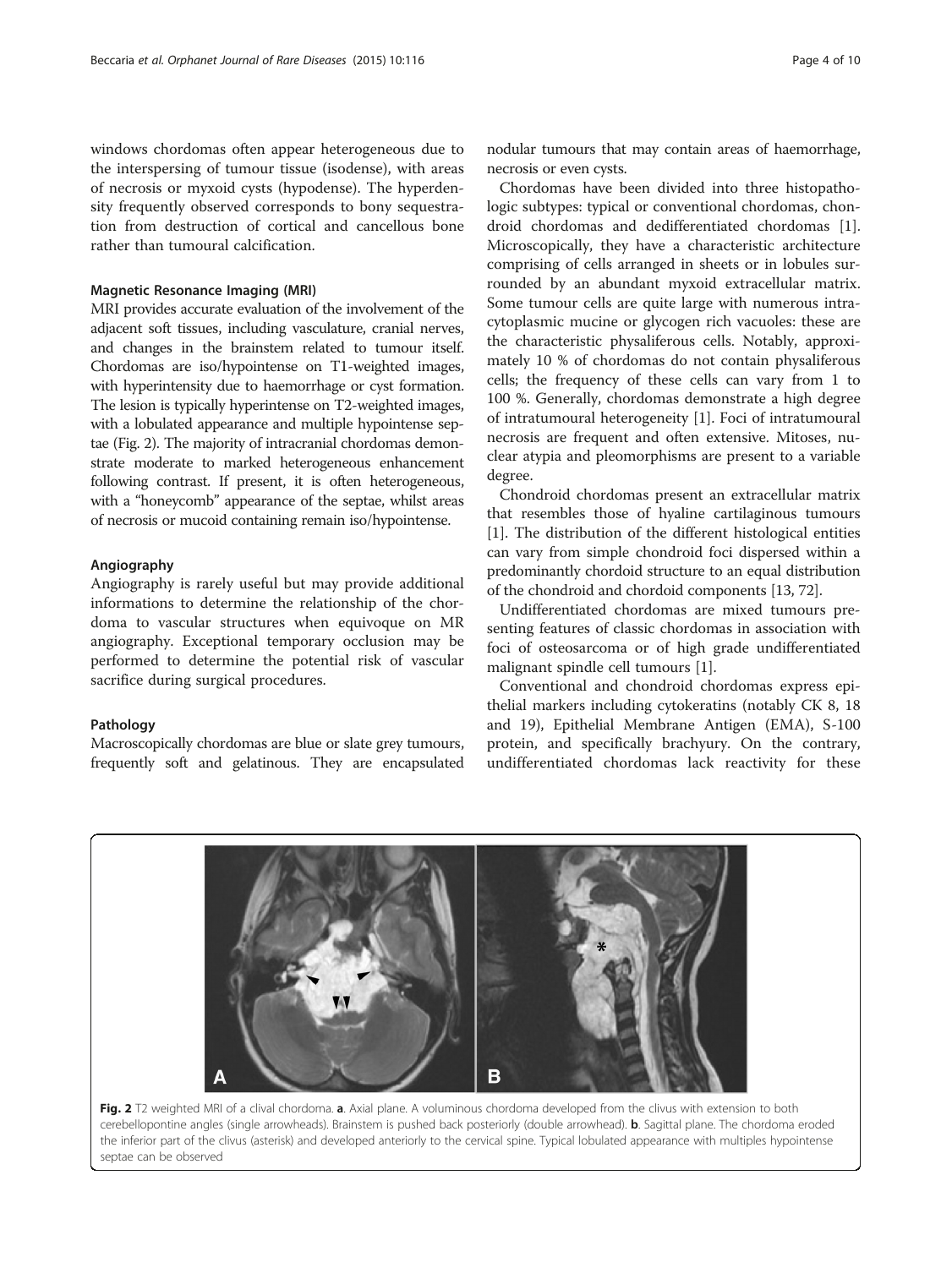windows chordomas often appear heterogeneous due to the interspersing of tumour tissue (isodense), with areas of necrosis or myxoid cysts (hypodense). The hyperdensity frequently observed corresponds to bony sequestration from destruction of cortical and cancellous bone rather than tumoural calcification.

#### Magnetic Resonance Imaging (MRI)

MRI provides accurate evaluation of the involvement of the adjacent soft tissues, including vasculature, cranial nerves, and changes in the brainstem related to tumour itself. Chordomas are iso/hypointense on T1-weighted images, with hyperintensity due to haemorrhage or cyst formation. The lesion is typically hyperintense on T2-weighted images, with a lobulated appearance and multiple hypointense septae (Fig. 2). The majority of intracranial chordomas demonstrate moderate to marked heterogeneous enhancement following contrast. If present, it is often heterogeneous, with a "honeycomb" appearance of the septae, whilst areas of necrosis or mucoid containing remain iso/hypointense.

#### Angiography

Angiography is rarely useful but may provide additional informations to determine the relationship of the chordoma to vascular structures when equivoque on MR angiography. Exceptional temporary occlusion may be performed to determine the potential risk of vascular sacrifice during surgical procedures.

#### Pathology

Macroscopically chordomas are blue or slate grey tumours, frequently soft and gelatinous. They are encapsulated nodular tumours that may contain areas of haemorrhage, necrosis or even cysts.

Chordomas have been divided into three histopathologic subtypes: typical or conventional chordomas, chondroid chordomas and dedifferentiated chordomas [1]. Microscopically, they have a characteristic architecture comprising of cells arranged in sheets or in lobules surrounded by an abundant myxoid extracellular matrix. Some tumour cells are quite large with numerous intracytoplasmic mucine or glycogen rich vacuoles: these are the characteristic physaliferous cells. Notably, approximately 10 % of chordomas do not contain physaliferous cells; the frequency of these cells can vary from 1 to 100 %. Generally, chordomas demonstrate a high degree of intratumoural heterogeneity [1]. Foci of intratumoural necrosis are frequent and often extensive. Mitoses, nuclear atypia and pleomorphisms are present to a variable degree.

Chondroid chordomas present an extracellular matrix that resembles those of hyaline cartilaginous tumours [1]. The distribution of the different histological entities can vary from simple chondroid foci dispersed within a predominantly chordoid structure to an equal distribution of the chondroid and chordoid components [13, 72].

Undifferentiated chordomas are mixed tumours presenting features of classic chordomas in association with foci of osteosarcoma or of high grade undifferentiated malignant spindle cell tumours [1].

Conventional and chondroid chordomas express epithelial markers including cytokeratins (notably CK 8, 18 and 19), Epithelial Membrane Antigen (EMA), S-100 protein, and specifically brachyury. On the contrary, undifferentiated chordomas lack reactivity for these

**Fig. 2** T2 weighted MRI of a clival chordoma. **a**. Axial plane. A voluminous chordoma developed from the clivus with extension to both cerebellopontine angles (single arrowheads). Brainstem is pushed back posteriorly (double arrowhead). **b**. Sagittal plane. The chordoma eroded the inferior part of the clivus (asterisk) and developed anteriorly to the cervical spine. Typical lobulated appearance with multiples hypointense septae can be observed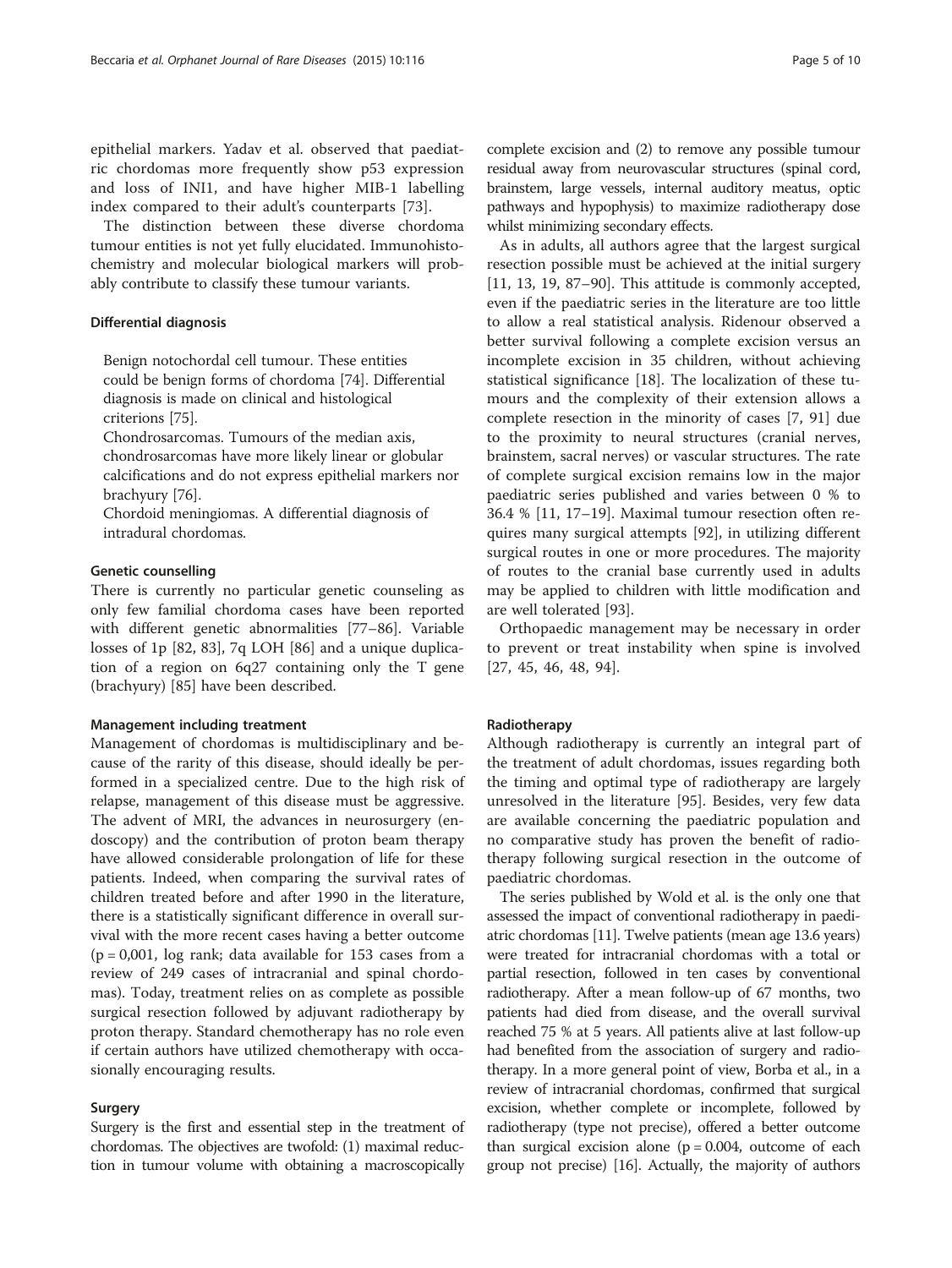epithelial markers. Yadav et al. observed that paediatric chordomas more frequently show p53 expression and loss of INI1, and have higher MIB-1 labelling index compared to their adult's counterparts [73].

The distinction between these diverse chordoma tumour entities is not yet fully elucidated. Immunohistochemistry and molecular biological markers will probably contribute to classify these tumour variants.

### Differential diagnosis

Benign notochordal cell tumour. These entities could be benign forms of chordoma [74]. Differential diagnosis is made on clinical and histological criterions [75].

Chondrosarcomas. Tumours of the median axis, chondrosarcomas have more likely linear or globular calcifications and do not express epithelial markers nor brachyury [76].

Chordoid meningiomas. A differential diagnosis of intradural chordomas.

### Genetic counselling

There is currently no particular genetic counseling as only few familial chordoma cases have been reported with different genetic abnormalities [77–86]. Variable losses of 1p [82, 83], 7q LOH [86] and a unique duplication of a region on 6q27 containing only the T gene (brachyury) [85] have been described.

### Management including treatment

Management of chordomas is multidisciplinary and because of the rarity of this disease, should ideally be performed in a specialized centre. Due to the high risk of relapse, management of this disease must be aggressive. The advent of MRI, the advances in neurosurgery (endoscopy) and the contribution of proton beam therapy have allowed considerable prolongation of life for these patients. Indeed, when comparing the survival rates of children treated before and after 1990 in the literature, there is a statistically significant difference in overall survival with the more recent cases having a better outcome (p = 0,001, log rank; data available for 153 cases from a review of 249 cases of intracranial and spinal chordomas). Today, treatment relies on as complete as possible surgical resection followed by adjuvant radiotherapy by proton therapy. Standard chemotherapy has no role even if certain authors have utilized chemotherapy with occasionally encouraging results.

### Surgery

Surgery is the first and essential step in the treatment of chordomas. The objectives are twofold: (1) maximal reduction in tumour volume with obtaining a macroscopically complete excision and (2) to remove any possible tumour residual away from neurovascular structures (spinal cord, brainstem, large vessels, internal auditory meatus, optic pathways and hypophysis) to maximize radiotherapy dose whilst minimizing secondary effects.

As in adults, all authors agree that the largest surgical resection possible must be achieved at the initial surgery [11, 13, 19, 87–90]. This attitude is commonly accepted, even if the paediatric series in the literature are too little to allow a real statistical analysis. Ridenour observed a better survival following a complete excision versus an incomplete excision in 35 children, without achieving statistical significance [18]. The localization of these tumours and the complexity of their extension allows a complete resection in the minority of cases [7, 91] due to the proximity to neural structures (cranial nerves, brainstem, sacral nerves) or vascular structures. The rate of complete surgical excision remains low in the major paediatric series published and varies between 0 % to 36.4 % [11, 17–19]. Maximal tumour resection often requires many surgical attempts [92], in utilizing different surgical routes in one or more procedures. The majority of routes to the cranial base currently used in adults may be applied to children with little modification and are well tolerated [93].

Orthopaedic management may be necessary in order to prevent or treat instability when spine is involved [27, 45, 46, 48, 94].

### Radiotherapy

Although radiotherapy is currently an integral part of the treatment of adult chordomas, issues regarding both the timing and optimal type of radiotherapy are largely unresolved in the literature [95]. Besides, very few data are available concerning the paediatric population and no comparative study has proven the benefit of radiotherapy following surgical resection in the outcome of paediatric chordomas.

The series published by Wold et al. is the only one that assessed the impact of conventional radiotherapy in paediatric chordomas [11]. Twelve patients (mean age 13.6 years) were treated for intracranial chordomas with a total or partial resection, followed in ten cases by conventional radiotherapy. After a mean follow-up of 67 months, two patients had died from disease, and the overall survival reached 75 % at 5 years. All patients alive at last follow-up had benefited from the association of surgery and radiotherapy. In a more general point of view, Borba et al., in a review of intracranial chordomas, confirmed that surgical excision, whether complete or incomplete, followed by radiotherapy (type not precise), offered a better outcome than surgical excision alone (p = 0.004, outcome of each group not precise) [16]. Actually, the majority of authors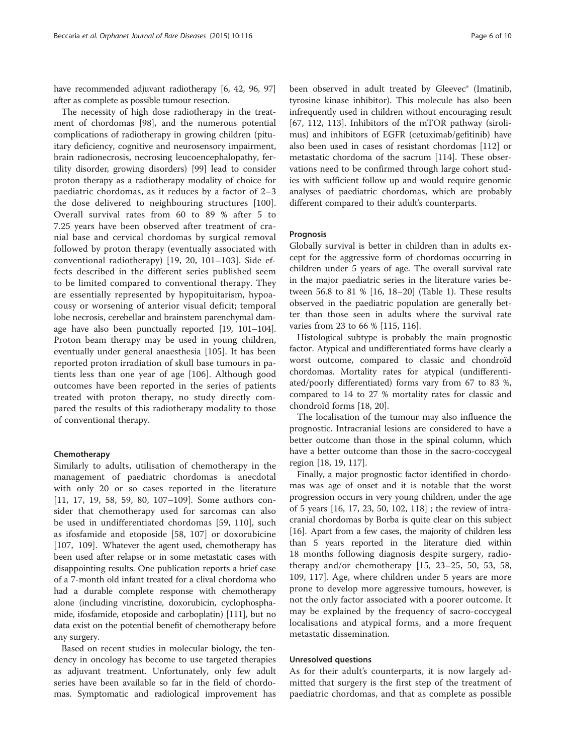have recommended adjuvant radiotherapy [6, 42, 96, 97] after as complete as possible tumour resection.

The necessity of high dose radiotherapy in the treatment of chordomas [98], and the numerous potential complications of radiotherapy in growing children (pituitary deficiency, cognitive and neurosensory impairment, brain radionecrosis, necrosing leucoencephalopathy, fertility disorder, growing disorders) [99] lead to consider proton therapy as a radiotherapy modality of choice for paediatric chordomas, as it reduces by a factor of 2–3 the dose delivered to neighbouring structures [100]. Overall survival rates from 60 to 89 % after 5 to 7.25 years have been observed after treatment of cranial base and cervical chordomas by surgical removal followed by proton therapy (eventually associated with conventional radiotherapy) [19, 20, 101–103]. Side effects described in the different series published seem to be limited compared to conventional therapy. They are essentially represented by hypopituitarism, hypoacousy or worsening of anterior visual deficit; temporal lobe necrosis, cerebellar and brainstem parenchymal damage have also been punctually reported [19, 101–104]. Proton beam therapy may be used in young children, eventually under general anaesthesia [105]. It has been reported proton irradiation of skull base tumours in patients less than one year of age [106]. Although good outcomes have been reported in the series of patients treated with proton therapy, no study directly compared the results of this radiotherapy modality to those of conventional therapy.

### Chemotherapy

Similarly to adults, utilisation of chemotherapy in the management of paediatric chordomas is anecdotal with only 20 or so cases reported in the literature [11, 17, 19, 58, 59, 80, 107–109]. Some authors consider that chemotherapy used for sarcomas can also be used in undifferentiated chordomas [59, 110], such as ifosfamide and etoposide [58, 107] or doxorubicine [107, 109]. Whatever the agent used, chemotherapy has been used after relapse or in some metastatic cases with disappointing results. One publication reports a brief case of a 7-month old infant treated for a clival chordoma who had a durable complete response with chemotherapy alone (including vincristine, doxorubicin, cyclophosphamide, ifosfamide, etoposide and carboplatin) [111], but no data exist on the potential benefit of chemotherapy before any surgery.

Based on recent studies in molecular biology, the tendency in oncology has become to use targeted therapies as adjuvant treatment. Unfortunately, only few adult series have been available so far in the field of chordomas. Symptomatic and radiological improvement has been observed in adult treated by Gleevec® (Imatinib, tyrosine kinase inhibitor). This molecule has also been infrequently used in children without encouraging result [67, 112, 113]. Inhibitors of the mTOR pathway (sirolimus) and inhibitors of EGFR (cetuximab/gefitinib) have also been used in cases of resistant chordomas [112] or metastatic chordoma of the sacrum [114]. These observations need to be confirmed through large cohort studies with sufficient follow up and would require genomic analyses of paediatric chordomas, which are probably different compared to their adult's counterparts.

### Prognosis

Globally survival is better in children than in adults except for the aggressive form of chordomas occurring in children under 5 years of age. The overall survival rate in the major paediatric series in the literature varies between 56.8 to 81 % [16, 18–20] (Table 1). These results observed in the paediatric population are generally better than those seen in adults where the survival rate varies from 23 to 66 % [115, 116].

Histological subtype is probably the main prognostic factor. Atypical and undifferentiated forms have clearly a worst outcome, compared to classic and chondroïd chordomas. Mortality rates for atypical (undifferentiated/poorly differentiated) forms vary from 67 to 83 %, compared to 14 to 27 % mortality rates for classic and chondroïd forms [18, 20].

The localisation of the tumour may also influence the prognostic. Intracranial lesions are considered to have a better outcome than those in the spinal column, which have a better outcome than those in the sacro-coccygeal region [18, 19, 117].

Finally, a major prognostic factor identified in chordomas was age of onset and it is notable that the worst progression occurs in very young children, under the age of 5 years [16, 17, 23, 50, 102, 118] ; the review of intracranial chordomas by Borba is quite clear on this subject [16]. Apart from a few cases, the majority of children less than 5 years reported in the literature died within 18 months following diagnosis despite surgery, radiotherapy and/or chemotherapy [15, 23–25, 50, 53, 58, 109, 117]. Age, where children under 5 years are more prone to develop more aggressive tumours, however, is not the only factor associated with a poorer outcome. It may be explained by the frequency of sacro-coccygeal localisations and atypical forms, and a more frequent metastatic dissemination.

### Unresolved questions

As for their adult's counterparts, it is now largely admitted that surgery is the first step of the treatment of paediatric chordomas, and that as complete as possible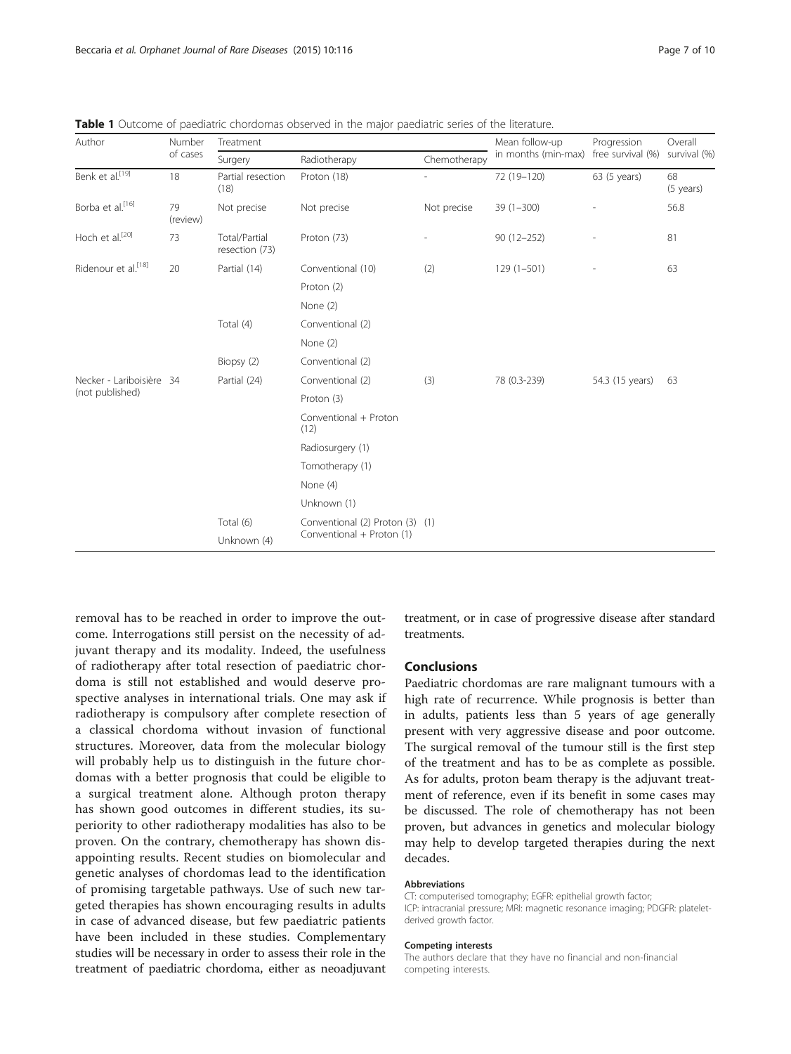**Table 1** Outcome of paediatric chordomas observed in the major paediatric series of the literature.

| Author | Number of cases | Treatment | | | Mean follow-up in months (min-max) | Progression free survival (%) | Overall survival (%) |
|---|---|---|---|---|---|---|---|
| | | Surgery | Radiotherapy | Chemotherapy | | | |
| Benk et al.[19] | 18 | Partial resection (18) | Proton (18) | - | 72 (19–120) | 63 (5 years) | 68 (5 years) |
| Borba et al.[16] | 79 (review) | Not precise | Not precise | Not precise | 39 (1–300) | - | 56.8 |
| Hoch et al.[20] | 73 | Total/Partial resection (73) | Proton (73) | - | 90 (12–252) | - | 81 |
| Ridenour et al.[18] | 20 | Partial (14) | Conventional (10) | (2) | 129 (1–501) | - | 63 |
| | | | Proton (2) | | | | |
| | | | None (2) | | | | |
| | | Total (4) | Conventional (2) | | | | |
| | | | None (2) | | | | |
| | | Biopsy (2) | Conventional (2) | | | | |
| Necker - Lariboisière (not published) | 34 | Partial (24) | Conventional (2) | (3) | 78 (0.3-239) | 54.3 (15 years) | 63 |
| | | | Proton (3) | | | | |
| | | | Conventional + Proton (12) | | | | |
| | | | Radiosurgery (1) | | | | |
| | | | Tomotherapy (1) | | | | |
| | | | None (4) | | | | |
| | | | Unknown (1) | | | | |
| | | Total (6) | Conventional (2) Proton (3) | (1) | | | |
| | | Unknown (4) | Conventional + Proton (1) | | | | |

removal has to be reached in order to improve the outcome. Interrogations still persist on the necessity of adjuvant therapy and its modality. Indeed, the usefulness of radiotherapy after total resection of paediatric chordoma is still not established and would deserve prospective analyses in international trials. One may ask if radiotherapy is compulsory after complete resection of a classical chordoma without invasion of functional structures. Moreover, data from the molecular biology will probably help us to distinguish in the future chordomas with a better prognosis that could be eligible to a surgical treatment alone. Although proton therapy has shown good outcomes in different studies, its superiority to other radiotherapy modalities has also to be proven. On the contrary, chemotherapy has shown disappointing results. Recent studies on biomolecular and genetic analyses of chordomas lead to the identification of promising targetable pathways. Use of such new targeted therapies has shown encouraging results in adults in case of advanced disease, but few paediatric patients have been included in these studies. Complementary studies will be necessary in order to assess their role in the treatment of paediatric chordoma, either as neoadjuvant treatment, or in case of progressive disease after standard treatments.

## Conclusions

Paediatric chordomas are rare malignant tumours with a high rate of recurrence. While prognosis is better than in adults, patients less than 5 years of age generally present with very aggressive disease and poor outcome. The surgical removal of the tumour still is the first step of the treatment and has to be as complete as possible. As for adults, proton beam therapy is the adjuvant treatment of reference, even if its benefit in some cases may be discussed. The role of chemotherapy has not been proven, but advances in genetics and molecular biology may help to develop targeted therapies during the next decades.

#### Abbreviations

CT: computerised tomography; EGFR: epithelial growth factor; ICP: intracranial pressure; MRI: magnetic resonance imaging; PDGFR: platelet-derived growth factor.

#### Competing interests

The authors declare that they have no financial and non-financial competing interests.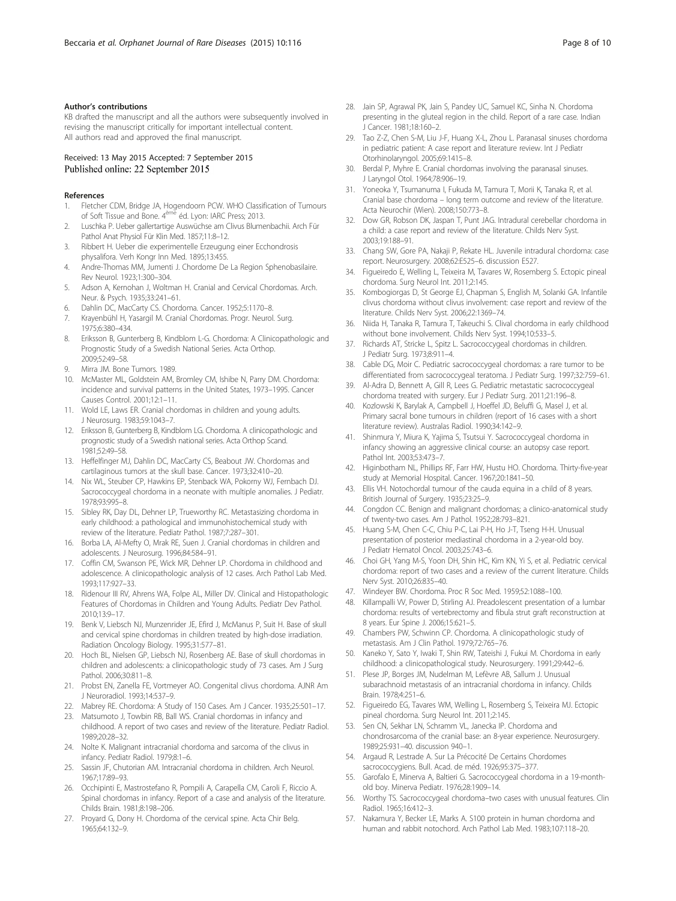### Author's contributions

KB drafted the manuscript and all the authors were subsequently involved in revising the manuscript critically for important intellectual content. All authors read and approved the final manuscript.

Received: 13 May 2015 Accepted: 7 September 2015
Published online: 22 September 2015

### References

1. Fletcher CDM, Bridge JA, Hogendoorn PCW. WHO Classification of Tumours of Soft Tissue and Bone. 4ème éd. Lyon: IARC Press; 2013.
2. Luschka P. Ueber gallertartige Auswüchse am Clivus Blumenbachii. Arch Für Pathol Anat Physiol Für Klin Med. 1857;11:8–12.
3. Ribbert H. Ueber die experimentelle Erzeugung einer Ecchondrosis physalifora. Verh Kongr Inn Med. 1895;13:455.
4. Andre-Thomas MM, Jumenti J. Chordome De La Region Sphenobasilaire. Rev Neurol. 1923;1:300–304.
5. Adson A, Kernohan J, Woltman H. Cranial and Cervical Chordomas. Arch. Neur. & Psych. 1935;33:241–61.
6. Dahlin DC, MacCarty CS. Chordoma. Cancer. 1952;5:1170–8.
7. Krayenbühl H, Yasargil M. Cranial Chordomas. Progr. Neurol. Surg. 1975;6:380–434.
8. Eriksson B, Gunterberg B, Kindblom L-G. Chordoma: A Clinicopathologic and Prognostic Study of a Swedish National Series. Acta Orthop. 2009;52:49–58.
9. Mirra JM. Bone Tumors. 1989.
10. McMaster ML, Goldstein AM, Bromley CM, Ishibe N, Parry DM. Chordoma: incidence and survival patterns in the United States, 1973–1995. Cancer Causes Control. 2001;12:1–11.
11. Wold LE, Laws ER. Cranial chordomas in children and young adults. J Neurosurg. 1983;59:1043–7.
12. Eriksson B, Gunterberg B, Kindblom LG. Chordoma. A clinicopathologic and prognostic study of a Swedish national series. Acta Orthop Scand. 1981;52:49–58.
13. Heffelfinger MJ, Dahlin DC, MacCarty CS, Beabout JW. Chordomas and cartilaginous tumors at the skull base. Cancer. 1973;32:410–20.
14. Nix WL, Steuber CP, Hawkins EP, Stenback WA, Pokorny WJ, Fernbach DJ. Sacrococcygeal chordoma in a neonate with multiple anomalies. J Pediatr. 1978;93:995–8.
15. Sibley RK, Day DL, Dehner LP, Trueworthy RC. Metastasizing chordoma in early childhood: a pathological and immunohistochemical study with review of the literature. Pediatr Pathol. 1987;7:287–301.
16. Borba LA, Al-Mefty O, Mrak RE, Suen J. Cranial chordomas in children and adolescents. J Neurosurg. 1996;84:584–91.
17. Coffin CM, Swanson PE, Wick MR, Dehner LP. Chordoma in childhood and adolescence. A clinicopathologic analysis of 12 cases. Arch Pathol Lab Med. 1993;117:927–33.
18. Ridenour III RV, Ahrens WA, Folpe AL, Miller DV. Clinical and Histopathologic Features of Chordomas in Children and Young Adults. Pediatr Dev Pathol. 2010;13:9–17.
19. Benk V, Liebsch NJ, Munzenrider JE, Efird J, McManus P, Suit H. Base of skull and cervical spine chordomas in children treated by high-dose irradiation. Radiation Oncology Biology. 1995;31:577–81.
20. Hoch BL, Nielsen GP, Liebsch NJ, Rosenberg AE. Base of skull chordomas in children and adolescents: a clinicopathologic study of 73 cases. Am J Surg Pathol. 2006;30:811–8.
21. Probst EN, Zanella FE, Vortmeyer AO. Congenital clivus chordoma. AJNR Am J Neuroradiol. 1993;14:537–9.
22. Mabrey RE. Chordoma: A Study of 150 Cases. Am J Cancer. 1935;25:501–17.
23. Matsumoto J, Towbin RB, Ball WS. Cranial chordomas in infancy and childhood. A report of two cases and review of the literature. Pediatr Radiol. 1989;20:28–32.
24. Nolte K. Malignant intracranial chordoma and sarcoma of the clivus in infancy. Pediatr Radiol. 1979;8:1–6.
25. Sassin JF, Chutorian AM. Intracranial chordoma in children. Arch Neurol. 1967;17:89–93.
26. Occhipinti E, Mastrostefano R, Pompili A, Carapella CM, Caroli F, Riccio A. Spinal chordomas in infancy. Report of a case and analysis of the literature. Childs Brain. 1981;8:198–206.
27. Proyard G, Dony H. Chordoma of the cervical spine. Acta Chir Belg. 1965;64:132–9.
28. Jain SP, Agrawal PK, Jain S, Pandey UC, Samuel KC, Sinha N. Chordoma presenting in the gluteal region in the child. Report of a rare case. Indian J Cancer. 1981;18:160–2.
29. Tao Z-Z, Chen S-M, Liu J-F, Huang X-L, Zhou L. Paranasal sinuses chordoma in pediatric patient: A case report and literature review. Int J Pediatr Otorhinolaryngol. 2005;69:1415–8.
30. Berdal P, Myhre E. Cranial chordomas involving the paranasal sinuses. J Laryngol Otol. 1964;78:906–19.
31. Yoneoka Y, Tsumanuma I, Fukuda M, Tamura T, Morii K, Tanaka R, et al. Cranial base chordoma – long term outcome and review of the literature. Acta Neurochir (Wien). 2008;150:773–8.
32. Dow GR, Robson DK, Jaspan T, Punt JAG. Intradural cerebellar chordoma in a child: a case report and review of the literature. Childs Nerv Syst. 2003;19:188–91.
33. Chang SW, Gore PA, Nakaji P, Rekate HL. Juvenile intradural chordoma: case report. Neurosurgery. 2008;62:E525–6. discussion E527.
34. Figueiredo E, Welling L, Teixeira M, Tavares W, Rosemberg S. Ectopic pineal chordoma. Surg Neurol Int. 2011;2:145.
35. Kombogiorgas D, St George EJ, Chapman S, English M, Solanki GA. Infantile clivus chordoma without clivus involvement: case report and review of the literature. Childs Nerv Syst. 2006;22:1369–74.
36. Niida H, Tanaka R, Tamura T, Takeuchi S. Clival chordoma in early childhood without bone involvement. Childs Nerv Syst. 1994;10:533–5.
37. Richards AT, Stricke L, Spitz L. Sacrococcygeal chordomas in children. J Pediatr Surg. 1973;8:911–4.
38. Cable DG, Moir C. Pediatric sacrococcygeal chordomas: a rare tumor to be differentiated from sacrococcygeal teratoma. J Pediatr Surg. 1997;32:759–61.
39. Al-Adra D, Bennett A, Gill R, Lees G. Pediatric metastatic sacrococcygeal chordoma treated with surgery. Eur J Pediatr Surg. 2011;21:196–8.
40. Kozlowski K, Barylak A, Campbell J, Hoeffel JD, Beluffi G, Masel J, et al. Primary sacral bone tumours in children (report of 16 cases with a short literature review). Australas Radiol. 1990;34:142–9.
41. Shinmura Y, Miura K, Yajima S, Tsutsui Y. Sacrococcygeal chordoma in infancy showing an aggressive clinical course: an autopsy case report. Pathol Int. 2003;53:473–7.
42. Higinbotham NL, Phillips RF, Farr HW, Hustu HO. Chordoma. Thirty-five-year study at Memorial Hospital. Cancer. 1967;20:1841–50.
43. Ellis VH. Notochordal tumour of the cauda equina in a child of 8 years. British Journal of Surgery. 1935;23:25–9.
44. Congdon CC. Benign and malignant chordomas; a clinico-anatomical study of twenty-two cases. Am J Pathol. 1952;28:793–821.
45. Huang S-M, Chen C-C, Chiu P-C, Lai P-H, Ho J-T, Tseng H-H. Unusual presentation of posterior mediastinal chordoma in a 2-year-old boy. J Pediatr Hematol Oncol. 2003;25:743–6.
46. Choi GH, Yang M-S, Yoon DH, Shin HC, Kim KN, Yi S, et al. Pediatric cervical chordoma: report of two cases and a review of the current literature. Childs Nerv Syst. 2010;26:835–40.
47. Windeyer BW. Chordoma. Proc R Soc Med. 1959;52:1088–100.
48. Killampalli VV, Power D, Stirling AJ. Preadolescent presentation of a lumbar chordoma: results of vertebrectomy and fibula strut graft reconstruction at 8 years. Eur Spine J. 2006;15:621–5.
49. Chambers PW, Schwinn CP. Chordoma. A clinicopathologic study of metastasis. Am J Clin Pathol. 1979;72:765–76.
50. Kaneko Y, Sato Y, Iwaki T, Shin RW, Tateishi J, Fukui M. Chordoma in early childhood: a clinicopathological study. Neurosurgery. 1991;29:442–6.
51. Plese JP, Borges JM, Nudelman M, Lefèvre AB, Sallum J. Unusual subarachnoid metastasis of an intracranial chordoma in infancy. Childs Brain. 1978;4:251–6.
52. Figueiredo EG, Tavares WM, Welling L, Rosemberg S, Teixeira MJ. Ectopic pineal chordoma. Surg Neurol Int. 2011;2:145.
53. Sen CN, Sekhar LN, Schramm VL, Janecka IP. Chordoma and chondrosarcoma of the cranial base: an 8-year experience. Neurosurgery. 1989;25:931–40. discussion 940–1.
54. Argaud R, Lestrade A. Sur La Précocité De Certains Chordomes sacrococcygiens. Bull. Acad. de méd. 1926;95:375–377.
55. Garofalo E, Minerva A, Baltieri G. Sacrococcygeal chordoma in a 19-month-old boy. Minerva Pediatr. 1976;28:1909–14.
56. Worthy TS. Sacrococcygeal chordoma–two cases with unusual features. Clin Radiol. 1965;16:412–3.
57. Nakamura Y, Becker LE, Marks A. S100 protein in human chordoma and human and rabbit notochord. Arch Pathol Lab Med. 1983;107:118–20.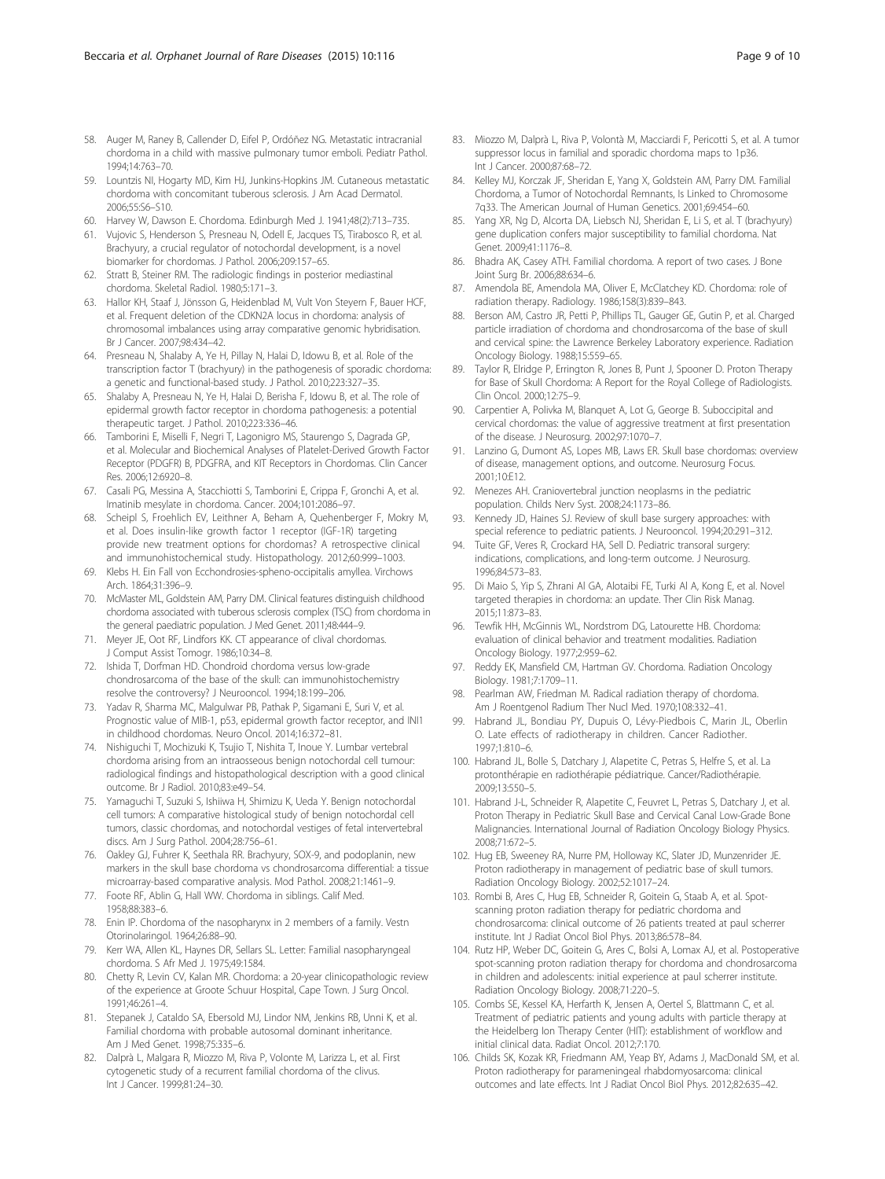58. Auger M, Raney B, Callender D, Eifel P, Ordóñez NG. Metastatic intracranial chordoma in a child with massive pulmonary tumor emboli. Pediatr Pathol. 1994;14:763–70.
59. Lountzis NI, Hogarty MD, Kim HJ, Junkins-Hopkins JM. Cutaneous metastatic chordoma with concomitant tuberous sclerosis. J Am Acad Dermatol. 2006;55:S6–S10.
60. Harvey W, Dawson E. Chordoma. Edinburgh Med J. 1941;48(2):713–735.
61. Vujovic S, Henderson S, Presneau N, Odell E, Jacques TS, Tirabosco R, et al. Brachyury, a crucial regulator of notochordal development, is a novel biomarker for chordomas. J Pathol. 2006;209:157–65.
62. Stratt B, Steiner RM. The radiologic findings in posterior mediastinal chordoma. Skeletal Radiol. 1980;5:171–3.
63. Hallor KH, Staaf J, Jönsson G, Heidenblad M, Vult Von Steyern F, Bauer HCF, et al. Frequent deletion of the CDKN2A locus in chordoma: analysis of chromosomal imbalances using array comparative genomic hybridisation. Br J Cancer. 2007;98:434–42.
64. Presneau N, Shalaby A, Ye H, Pillay N, Halai D, Idowu B, et al. Role of the transcription factor T (brachyury) in the pathogenesis of sporadic chordoma: a genetic and functional-based study. J Pathol. 2010;223:327–35.
65. Shalaby A, Presneau N, Ye H, Halai D, Berisha F, Idowu B, et al. The role of epidermal growth factor receptor in chordoma pathogenesis: a potential therapeutic target. J Pathol. 2010;223:336–46.
66. Tamborini E, Miselli F, Negri T, Lagonigro MS, Staurengo S, Dagrada GP, et al. Molecular and Biochemical Analyses of Platelet-Derived Growth Factor Receptor (PDGFR) B, PDGFRA, and KIT Receptors in Chordomas. Clin Cancer Res. 2006;12:6920–8.
67. Casali PG, Messina A, Stacchiotti S, Tamborini E, Crippa F, Gronchi A, et al. Imatinib mesylate in chordoma. Cancer. 2004;101:2086–97.
68. Scheipl S, Froehlich EV, Leithner A, Beham A, Quehenberger F, Mokry M, et al. Does insulin-like growth factor 1 receptor (IGF-1R) targeting provide new treatment options for chordomas? A retrospective clinical and immunohistochemical study. Histopathology. 2012;60:999–1003.
69. Klebs H. Ein Fall von Ecchondrosies-spheno-occipitalis amyllea. Virchows Arch. 1864;31:396–9.
70. McMaster ML, Goldstein AM, Parry DM. Clinical features distinguish childhood chordoma associated with tuberous sclerosis complex (TSC) from chordoma in the general paediatric population. J Med Genet. 2011;48:444–9.
71. Meyer JE, Oot RF, Lindfors KK. CT appearance of clival chordomas. J Comput Assist Tomogr. 1986;10:34–8.
72. Ishida T, Dorfman HD. Chondroid chordoma versus low-grade chondrosarcoma of the base of the skull: can immunohistochemistry resolve the controversy? J Neurooncol. 1994;18:199–206.
73. Yadav R, Sharma MC, Malgulwar PB, Pathak P, Sigamani E, Suri V, et al. Prognostic value of MIB-1, p53, epidermal growth factor receptor, and INI1 in childhood chordomas. Neuro Oncol. 2014;16:372–81.
74. Nishiguchi T, Mochizuki K, Tsujio T, Nishita T, Inoue Y. Lumbar vertebral chordoma arising from an intraosseous benign notochordal cell tumour: radiological findings and histopathological description with a good clinical outcome. Br J Radiol. 2010;83:e49–54.
75. Yamaguchi T, Suzuki S, Ishiiwa H, Shimizu K, Ueda Y. Benign notochordal cell tumors: A comparative histological study of benign notochordal cell tumors, classic chordomas, and notochordal vestiges of fetal intervertebral discs. Am J Surg Pathol. 2004;28:756–61.
76. Oakley GJ, Fuhrer K, Seethala RR. Brachyury, SOX-9, and podoplanin, new markers in the skull base chordoma vs chondrosarcoma differential: a tissue microarray-based comparative analysis. Mod Pathol. 2008;21:1461–9.
77. Foote RF, Ablin G, Hall WW. Chordoma in siblings. Calif Med. 1958;88:383–6.
78. Enin IP. Chordoma of the nasopharynx in 2 members of a family. Vestn Otorinolaringol. 1964;26:88–90.
79. Kerr WA, Allen KL, Haynes DR, Sellars SL. Letter: Familial nasopharyngeal chordoma. S Afr Med J. 1975;49:1584.
80. Chetty R, Levin CV, Kalan MR. Chordoma: a 20-year clinicopathologic review of the experience at Groote Schuur Hospital, Cape Town. J Surg Oncol. 1991;46:261–4.
81. Stepanek J, Cataldo SA, Ebersold MJ, Lindor NM, Jenkins RB, Unni K, et al. Familial chordoma with probable autosomal dominant inheritance. Am J Med Genet. 1998;75:335–6.
82. Dalprà L, Malgara R, Miozzo M, Riva P, Volonte M, Larizza L, et al. First cytogenetic study of a recurrent familial chordoma of the clivus. Int J Cancer. 1999;81:24–30.
83. Miozzo M, Dalprà L, Riva P, Volontà M, Macciardi F, Pericotti S, et al. A tumor suppressor locus in familial and sporadic chordoma maps to 1p36. Int J Cancer. 2000;87:68–72.
84. Kelley MJ, Korczak JF, Sheridan E, Yang X, Goldstein AM, Parry DM. Familial Chordoma, a Tumor of Notochordal Remnants, Is Linked to Chromosome 7q33. The American Journal of Human Genetics. 2001;69:454–60.
85. Yang XR, Ng D, Alcorta DA, Liebsch NJ, Sheridan E, Li S, et al. T (brachyury) gene duplication confers major susceptibility to familial chordoma. Nat Genet. 2009;41:1176–8.
86. Bhadra AK, Casey ATH. Familial chordoma. A report of two cases. J Bone Joint Surg Br. 2006;88:634–6.
87. Amendola BE, Amendola MA, Oliver E, McClatchey KD. Chordoma: role of radiation therapy. Radiology. 1986;158(3):839–843.
88. Berson AM, Castro JR, Petti P, Phillips TL, Gauger GE, Gutin P, et al. Charged particle irradiation of chordoma and chondrosarcoma of the base of skull and cervical spine: the Lawrence Berkeley Laboratory experience. Radiation Oncology Biology. 1988;15:559–65.
89. Taylor R, Elridge P, Errington R, Jones B, Punt J, Spooner D. Proton Therapy for Base of Skull Chordoma: A Report for the Royal College of Radiologists. Clin Oncol. 2000;12:75–9.
90. Carpentier A, Polivka M, Blanquet A, Lot G, George B. Suboccipital and cervical chordomas: the value of aggressive treatment at first presentation of the disease. J Neurosurg. 2002;97:1070–7.
91. Lanzino G, Dumont AS, Lopes MB, Laws ER. Skull base chordomas: overview of disease, management options, and outcome. Neurosurg Focus. 2001;10:E12.
92. Menezes AH. Craniovertebral junction neoplasms in the pediatric population. Childs Nerv Syst. 2008;24:1173–86.
93. Kennedy JD, Haines SJ. Review of skull base surgery approaches: with special reference to pediatric patients. J Neurooncol. 1994;20:291–312.
94. Tuite GF, Veres R, Crockard HA, Sell D. Pediatric transoral surgery: indications, complications, and long-term outcome. J Neurosurg. 1996;84:573–83.
95. Di Maio S, Yip S, Zhrani Al GA, Alotaibi FE, Turki Al A, Kong E, et al. Novel targeted therapies in chordoma: an update. Ther Clin Risk Manag. 2015;11:873–83.
96. Tewfik HH, McGinnis WL, Nordstrom DG, Latourette HB. Chordoma: evaluation of clinical behavior and treatment modalities. Radiation Oncology Biology. 1977;2:959–62.
97. Reddy EK, Mansfield CM, Hartman GV. Chordoma. Radiation Oncology Biology. 1981;7:1709–11.
98. Pearlman AW, Friedman M. Radical radiation therapy of chordoma. Am J Roentgenol Radium Ther Nucl Med. 1970;108:332–41.
99. Habrand JL, Bondiau PY, Dupuis O, Lévy-Piedbois C, Marin JL, Oberlin O. Late effects of radiotherapy in children. Cancer Radiother. 1997;1:810–6.
100. Habrand JL, Bolle S, Datchary J, Alapetite C, Petras S, Helfre S, et al. La protonthérapie en radiothérapie pédiatrique. Cancer/Radiothérapie. 2009;13:550–5.
101. Habrand J-L, Schneider R, Alapetite C, Feuvret L, Petras S, Datchary J, et al. Proton Therapy in Pediatric Skull Base and Cervical Canal Low-Grade Bone Malignancies. International Journal of Radiation Oncology Biology Physics. 2008;71:672–5.
102. Hug EB, Sweeney RA, Nurre PM, Holloway KC, Slater JD, Munzenrider JE. Proton radiotherapy in management of pediatric base of skull tumors. Radiation Oncology Biology. 2002;52:1017–24.
103. Rombi B, Ares C, Hug EB, Schneider R, Goitein G, Staab A, et al. Spot-scanning proton radiation therapy for pediatric chordoma and chondrosarcoma: clinical outcome of 26 patients treated at paul scherrer institute. Int J Radiat Oncol Biol Phys. 2013;86:578–84.
104. Rutz HP, Weber DC, Goitein G, Ares C, Bolsi A, Lomax AJ, et al. Postoperative spot-scanning proton radiation therapy for chordoma and chondrosarcoma in children and adolescents: initial experience at paul scherrer institute. Radiation Oncology Biology. 2008;71:220–5.
105. Combs SE, Kessel KA, Herfarth K, Jensen A, Oertel S, Blattmann C, et al. Treatment of pediatric patients and young adults with particle therapy at the Heidelberg Ion Therapy Center (HIT): establishment of workflow and initial clinical data. Radiat Oncol. 2012;7:170.
106. Childs SK, Kozak KR, Friedmann AM, Yeap BY, Adams J, MacDonald SM, et al. Proton radiotherapy for parameningeal rhabdomyosarcoma: clinical outcomes and late effects. Int J Radiat Oncol Biol Phys. 2012;82:635–42.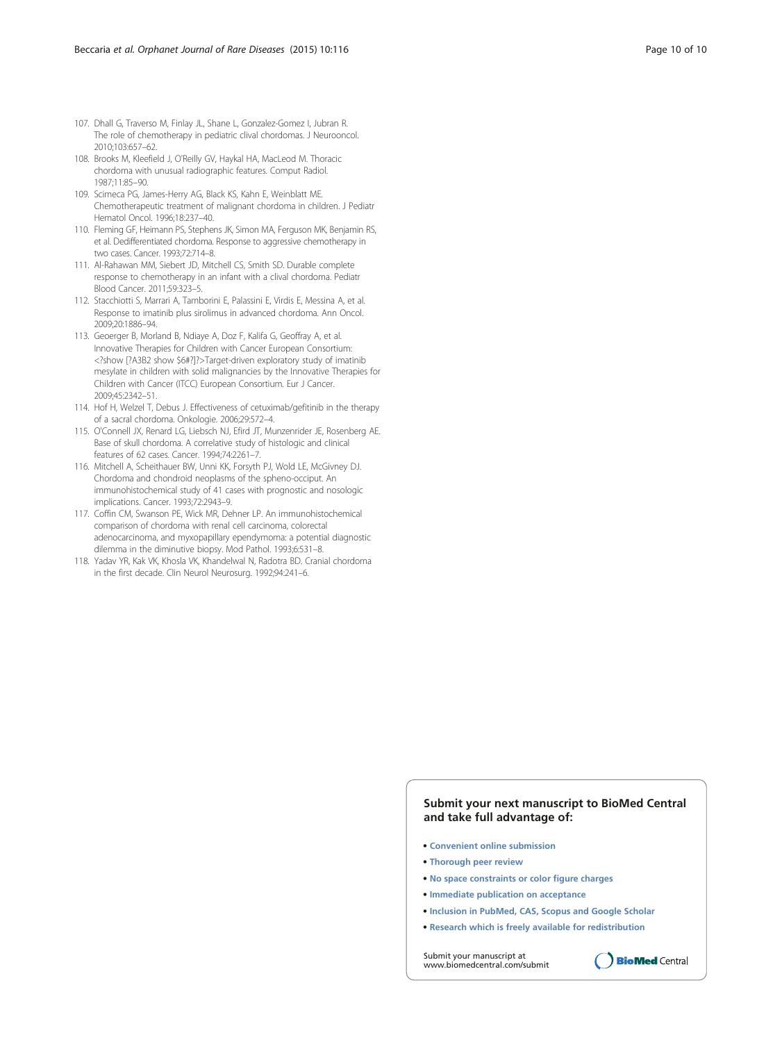107. Dhall G, Traverso M, Finlay JL, Shane L, Gonzalez-Gomez I, Jubran R. The role of chemotherapy in pediatric clival chordomas. J Neurooncol. 2010;103:657–62.
108. Brooks M, Kleefield J, O'Reilly GV, Haykal HA, MacLeod M. Thoracic chordoma with unusual radiographic features. Comput Radiol. 1987;11:85–90.
109. Scimeca PG, James-Herry AG, Black KS, Kahn E, Weinblatt ME. Chemotherapeutic treatment of malignant chordoma in children. J Pediatr Hematol Oncol. 1996;18:237–40.
110. Fleming GF, Heimann PS, Stephens JK, Simon MA, Ferguson MK, Benjamin RS, et al. Dedifferentiated chordoma. Response to aggressive chemotherapy in two cases. Cancer. 1993;72:714–8.
111. Al-Rahawan MM, Siebert JD, Mitchell CS, Smith SD. Durable complete response to chemotherapy in an infant with a clival chordoma. Pediatr Blood Cancer. 2011;59:323–5.
112. Stacchiotti S, Marrari A, Tamborini E, Palassini E, Virdis E, Messina A, et al. Response to imatinib plus sirolimus in advanced chordoma. Ann Oncol. 2009;20:1886–94.
113. Geoerger B, Morland B, Ndiaye A, Doz F, Kalifa G, Geoffray A, et al. Innovative Therapies for Children with Cancer European Consortium: <?show [?A3B2 show $6#?]?>Target-driven exploratory study of imatinib mesylate in children with solid malignancies by the Innovative Therapies for Children with Cancer (ITCC) European Consortium. Eur J Cancer. 2009;45:2342–51.
114. Hof H, Welzel T, Debus J. Effectiveness of cetuximab/gefitinib in the therapy of a sacral chordoma. Onkologie. 2006;29:572–4.
115. O'Connell JX, Renard LG, Liebsch NJ, Efird JT, Munzenrider JE, Rosenberg AE. Base of skull chordoma. A correlative study of histologic and clinical features of 62 cases. Cancer. 1994;74:2261–7.
116. Mitchell A, Scheithauer BW, Unni KK, Forsyth PJ, Wold LE, McGivney DJ. Chordoma and chondroid neoplasms of the spheno-occiput. An immunohistochemical study of 41 cases with prognostic and nosologic implications. Cancer. 1993;72:2943–9.
117. Coffin CM, Swanson PE, Wick MR, Dehner LP. An immunohistochemical comparison of chordoma with renal cell carcinoma, colorectal adenocarcinoma, and myxopapillary ependymoma: a potential diagnostic dilemma in the diminutive biopsy. Mod Pathol. 1993;6:531–8.
118. Yadav YR, Kak VK, Khosla VK, Khandelwal N, Radotra BD. Cranial chordoma in the first decade. Clin Neurol Neurosurg. 1992;94:241–6.

**Submit your next manuscript to BioMed Central and take full advantage of:**

- **Convenient online submission**
- **Thorough peer review**
- **No space constraints or color figure charges**
- **Immediate publication on acceptance**
- **Inclusion in PubMed, CAS, Scopus and Google Scholar**
- **Research which is freely available for redistribution**

Submit your manuscript at
www.biomedcentral.com/submit

BioMed Central